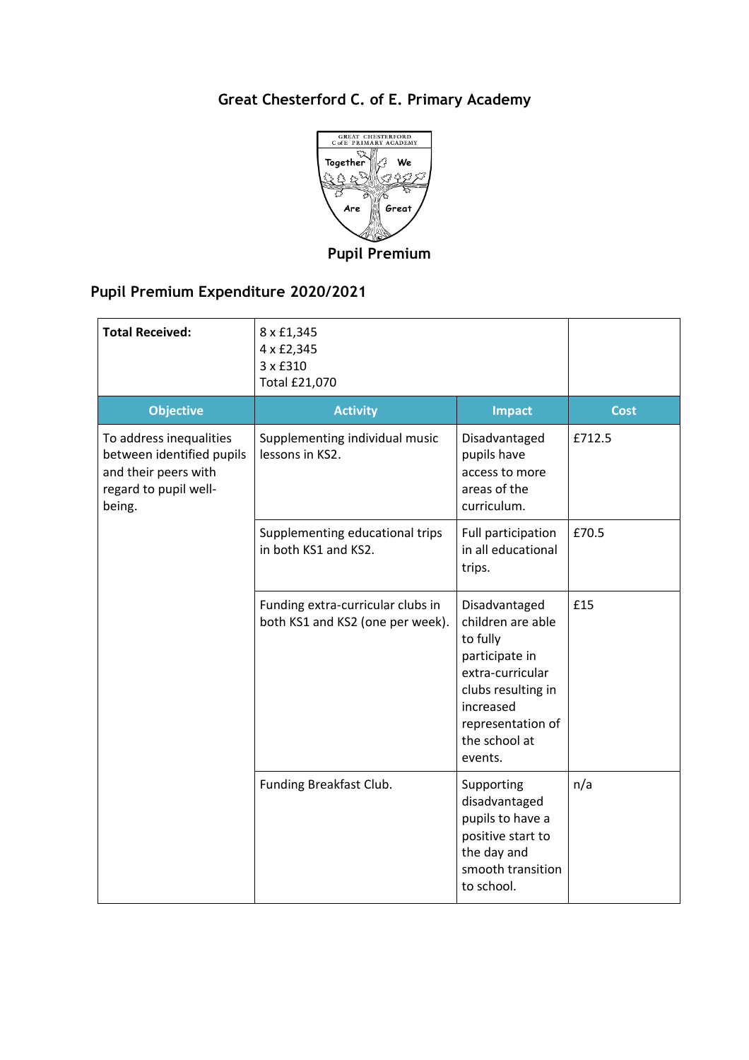# Great Chesterford C. of E. Primary Academy

Pupil Premium

## Pupil Premium Expenditure 2020/2021

| **Total Received:** | 8 x £1,345<br>4 x £2,345<br>3 x £310<br>Total £21,070 | | |
|---|---|---|---|
| **Objective** | **Activity** | **Impact** | **Cost** |
| To address inequalities between identified pupils and their peers with regard to pupil well-being. | Supplementing individual music lessons in KS2. | Disadvantaged pupils have access to more areas of the curriculum. | £712.5 |
| | Supplementing educational trips in both KS1 and KS2. | Full participation in all educational trips. | £70.5 |
| | Funding extra-curricular clubs in both KS1 and KS2 (one per week). | Disadvantaged children are able to fully participate in extra-curricular clubs resulting in increased representation of the school at events. | £15 |
| | Funding Breakfast Club. | Supporting disadvantaged pupils to have a positive start to the day and smooth transition to school. | n/a |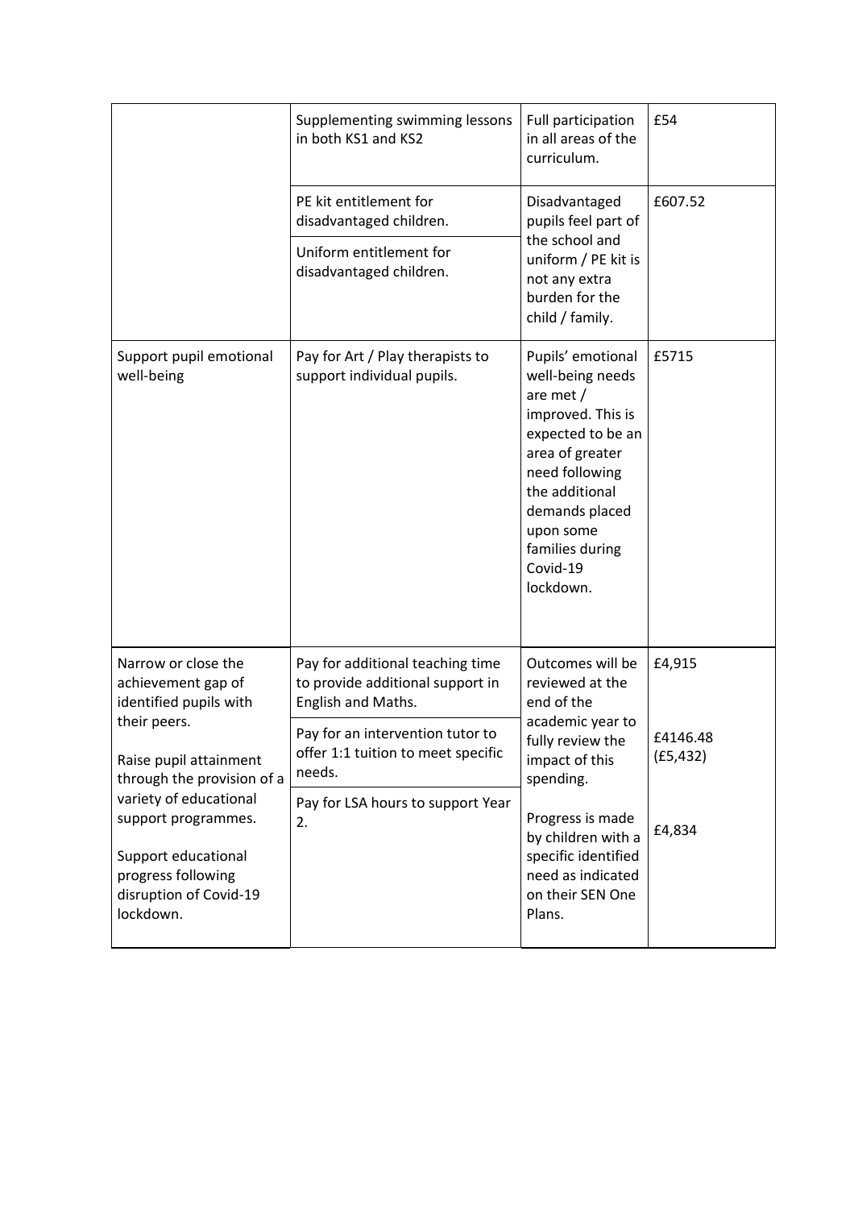| | | | |
|---|---|---|---|
| | Supplementing swimming lessons in both KS1 and KS2 | Full participation in all areas of the curriculum. | £54 |
| | PE kit entitlement for disadvantaged children. | Disadvantaged pupils feel part of the school and uniform / PE kit is not any extra burden for the child / family. | £607.52 |
| | Uniform entitlement for disadvantaged children. | | |
| Support pupil emotional well-being | Pay for Art / Play therapists to support individual pupils. | Pupils' emotional well-being needs are met / improved. This is expected to be an area of greater need following the additional demands placed upon some families during Covid-19 lockdown. | £5715 |
| Narrow or close the achievement gap of identified pupils with their peers.<br><br>Raise pupil attainment through the provision of a variety of educational support programmes.<br><br>Support educational progress following disruption of Covid-19 lockdown. | Pay for additional teaching time to provide additional support in English and Maths. | Outcomes will be reviewed at the end of the academic year to fully review the impact of this spending.<br><br>Progress is made by children with a specific identified need as indicated on their SEN One Plans. | £4,915 |
| | Pay for an intervention tutor to offer 1:1 tuition to meet specific needs. | | £4146.48 (£5,432) |
| | Pay for LSA hours to support Year 2. | | £4,834 |